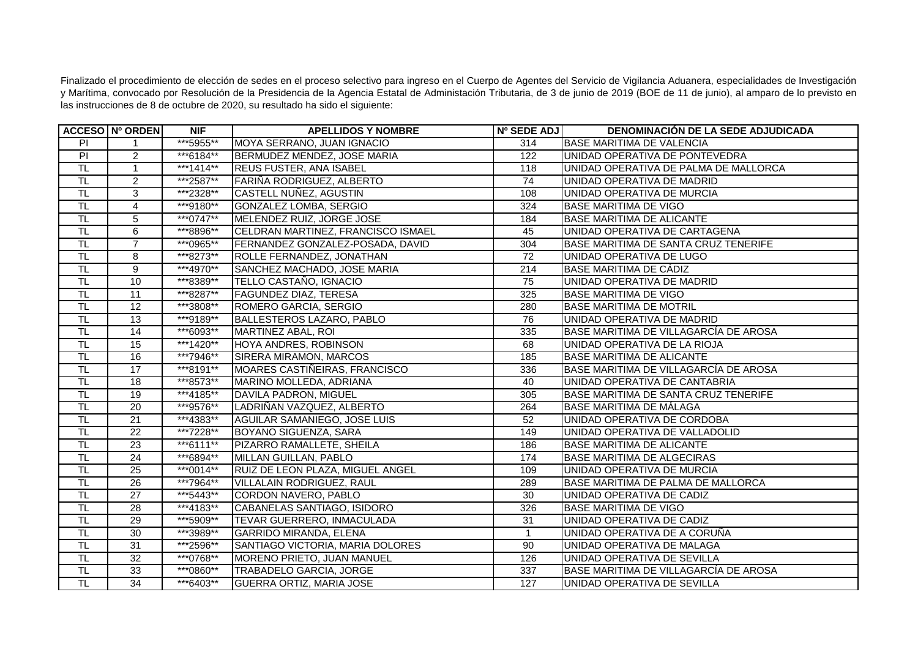Finalizado el procedimiento de elección de sedes en el proceso selectivo para ingreso en el Cuerpo de Agentes del Servicio de Vigilancia Aduanera, especialidades de Investigación y Marítima, convocado por Resolución de la Presidencia de la Agencia Estatal de Administación Tributaria, de 3 de junio de 2019 (BOE de 11 de junio), al amparo de lo previsto en las instrucciones de 8 de octubre de 2020, su resultado ha sido el siguiente:

| ACCESO | Nº ORDEN | NIF | APELLIDOS Y NOMBRE | Nº SEDE ADJ | DENOMINACIÓN DE LA SEDE ADJUDICADA |
|---|---|---|---|---|---|
| PI | 1 | ***5955** | MOYA SERRANO, JUAN IGNACIO | 314 | BASE MARITIMA DE VALENCIA |
| PI | 2 | ***6184** | BERMUDEZ MENDEZ, JOSE MARIA | 122 | UNIDAD OPERATIVA DE PONTEVEDRA |
| TL | 1 | ***1414** | REUS FUSTER, ANA ISABEL | 118 | UNIDAD OPERATIVA DE PALMA DE MALLORCA |
| TL | 2 | ***2587** | FARIÑA RODRIGUEZ, ALBERTO | 74 | UNIDAD OPERATIVA DE MADRID |
| TL | 3 | ***2328** | CASTELL NUÑEZ, AGUSTIN | 108 | UNIDAD OPERATIVA DE MURCIA |
| TL | 4 | ***9180** | GONZALEZ LOMBA, SERGIO | 324 | BASE MARITIMA DE VIGO |
| TL | 5 | ***0747** | MELENDEZ RUIZ, JORGE JOSE | 184 | BASE MARITIMA DE ALICANTE |
| TL | 6 | ***8896** | CELDRAN MARTINEZ, FRANCISCO ISMAEL | 45 | UNIDAD OPERATIVA DE CARTAGENA |
| TL | 7 | ***0965** | FERNANDEZ GONZALEZ-POSADA, DAVID | 304 | BASE MARITIMA DE SANTA CRUZ TENERIFE |
| TL | 8 | ***8273** | ROLLE FERNANDEZ, JONATHAN | 72 | UNIDAD OPERATIVA DE LUGO |
| TL | 9 | ***4970** | SANCHEZ MACHADO, JOSE MARIA | 214 | BASE MARITIMA DE CÁDIZ |
| TL | 10 | ***8389** | TELLO CASTAÑO, IGNACIO | 75 | UNIDAD OPERATIVA DE MADRID |
| TL | 11 | ***8287** | FAGUNDEZ DIAZ, TERESA | 325 | BASE MARITIMA DE VIGO |
| TL | 12 | ***3808** | ROMERO GARCIA, SERGIO | 280 | BASE MARITIMA DE MOTRIL |
| TL | 13 | ***9189** | BALLESTEROS LAZARO, PABLO | 76 | UNIDAD OPERATIVA DE MADRID |
| TL | 14 | ***6093** | MARTINEZ ABAL, ROI | 335 | BASE MARITIMA DE VILLAGARCÍA DE AROSA |
| TL | 15 | ***1420** | HOYA ANDRES, ROBINSON | 68 | UNIDAD OPERATIVA DE LA RIOJA |
| TL | 16 | ***7946** | SIRERA MIRAMON, MARCOS | 185 | BASE MARITIMA DE ALICANTE |
| TL | 17 | ***8191** | MOARES CASTIÑEIRAS, FRANCISCO | 336 | BASE MARITIMA DE VILLAGARCÍA DE AROSA |
| TL | 18 | ***8573** | MARINO MOLLEDA, ADRIANA | 40 | UNIDAD OPERATIVA DE CANTABRIA |
| TL | 19 | ***4185** | DAVILA PADRON, MIGUEL | 305 | BASE MARITIMA DE SANTA CRUZ TENERIFE |
| TL | 20 | ***9576** | LADRIÑAN VAZQUEZ, ALBERTO | 264 | BASE MARITIMA DE MÁLAGA |
| TL | 21 | ***4383** | AGUILAR SAMANIEGO, JOSE LUIS | 52 | UNIDAD OPERATIVA DE CORDOBA |
| TL | 22 | ***7228** | BOYANO SIGUENZA, SARA | 149 | UNIDAD OPERATIVA DE VALLADOLID |
| TL | 23 | ***6111** | PIZARRO RAMALLETE, SHEILA | 186 | BASE MARITIMA DE ALICANTE |
| TL | 24 | ***6894** | MILLAN GUILLAN, PABLO | 174 | BASE MARITIMA DE ALGECIRAS |
| TL | 25 | ***0014** | RUIZ DE LEON PLAZA, MIGUEL ANGEL | 109 | UNIDAD OPERATIVA DE MURCIA |
| TL | 26 | ***7964** | VILLALAIN RODRIGUEZ, RAUL | 289 | BASE MARITIMA DE PALMA DE MALLORCA |
| TL | 27 | ***5443** | CORDON NAVERO, PABLO | 30 | UNIDAD OPERATIVA DE CADIZ |
| TL | 28 | ***4183** | CABANELAS SANTIAGO, ISIDORO | 326 | BASE MARITIMA DE VIGO |
| TL | 29 | ***5909** | TEVAR GUERRERO, INMACULADA | 31 | UNIDAD OPERATIVA DE CADIZ |
| TL | 30 | ***3989** | GARRIDO MIRANDA, ELENA | 1 | UNIDAD OPERATIVA DE A CORUÑA |
| TL | 31 | ***2596** | SANTIAGO VICTORIA, MARIA DOLORES | 90 | UNIDAD OPERATIVA DE MALAGA |
| TL | 32 | ***0768** | MORENO PRIETO, JUAN MANUEL | 126 | UNIDAD OPERATIVA DE SEVILLA |
| TL | 33 | ***0860** | TRABADELO GARCIA, JORGE | 337 | BASE MARITIMA DE VILLAGARCÍA DE AROSA |
| TL | 34 | ***6403** | GUERRA ORTIZ, MARIA JOSE | 127 | UNIDAD OPERATIVA DE SEVILLA |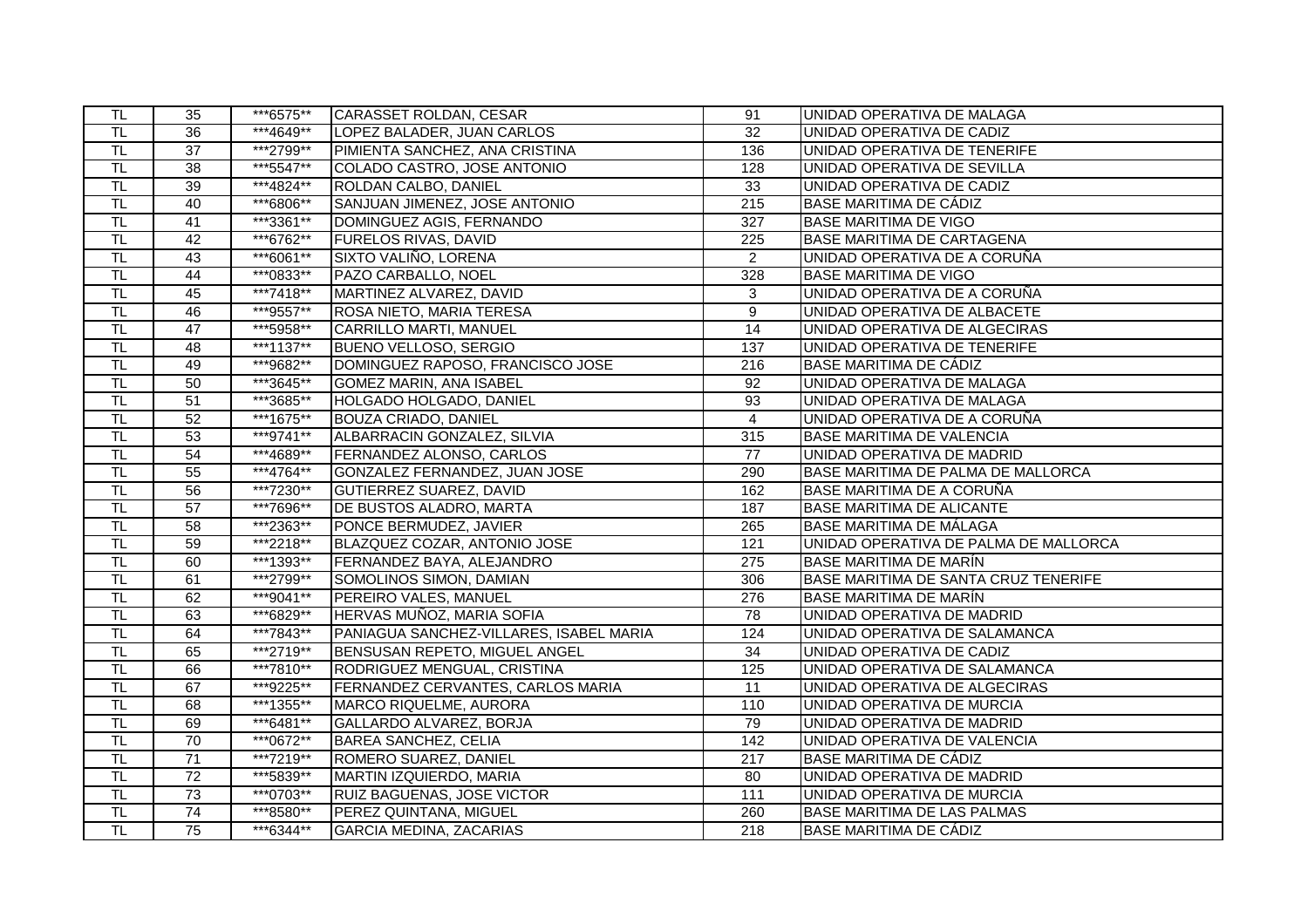| | | | | | |
|---|---|---|---|---|---|
| TL | 35 | ***6575** | CARASSET ROLDAN, CESAR | 91 | UNIDAD OPERATIVA DE MALAGA |
| TL | 36 | ***4649** | LOPEZ BALADER, JUAN CARLOS | 32 | UNIDAD OPERATIVA DE CADIZ |
| TL | 37 | ***2799** | PIMIENTA SANCHEZ, ANA CRISTINA | 136 | UNIDAD OPERATIVA DE TENERIFE |
| TL | 38 | ***5547** | COLADO CASTRO, JOSE ANTONIO | 128 | UNIDAD OPERATIVA DE SEVILLA |
| TL | 39 | ***4824** | ROLDAN CALBO, DANIEL | 33 | UNIDAD OPERATIVA DE CADIZ |
| TL | 40 | ***6806** | SANJUAN JIMENEZ, JOSE ANTONIO | 215 | BASE MARITIMA DE CÁDIZ |
| TL | 41 | ***3361** | DOMINGUEZ AGIS, FERNANDO | 327 | BASE MARITIMA DE VIGO |
| TL | 42 | ***6762** | FURELOS RIVAS, DAVID | 225 | BASE MARITIMA DE CARTAGENA |
| TL | 43 | ***6061** | SIXTO VALIÑO, LORENA | 2 | UNIDAD OPERATIVA DE A CORUÑA |
| TL | 44 | ***0833** | PAZO CARBALLO, NOEL | 328 | BASE MARITIMA DE VIGO |
| TL | 45 | ***7418** | MARTINEZ ALVAREZ, DAVID | 3 | UNIDAD OPERATIVA DE A CORUÑA |
| TL | 46 | ***9557** | ROSA NIETO, MARIA TERESA | 9 | UNIDAD OPERATIVA DE ALBACETE |
| TL | 47 | ***5958** | CARRILLO MARTI, MANUEL | 14 | UNIDAD OPERATIVA DE ALGECIRAS |
| TL | 48 | ***1137** | BUENO VELLOSO, SERGIO | 137 | UNIDAD OPERATIVA DE TENERIFE |
| TL | 49 | ***9682** | DOMINGUEZ RAPOSO, FRANCISCO JOSE | 216 | BASE MARITIMA DE CÁDIZ |
| TL | 50 | ***3645** | GOMEZ MARIN, ANA ISABEL | 92 | UNIDAD OPERATIVA DE MALAGA |
| TL | 51 | ***3685** | HOLGADO HOLGADO, DANIEL | 93 | UNIDAD OPERATIVA DE MALAGA |
| TL | 52 | ***1675** | BOUZA CRIADO, DANIEL | 4 | UNIDAD OPERATIVA DE A CORUÑA |
| TL | 53 | ***9741** | ALBARRACIN GONZALEZ, SILVIA | 315 | BASE MARITIMA DE VALENCIA |
| TL | 54 | ***4689** | FERNANDEZ ALONSO, CARLOS | 77 | UNIDAD OPERATIVA DE MADRID |
| TL | 55 | ***4764** | GONZALEZ FERNANDEZ, JUAN JOSE | 290 | BASE MARITIMA DE PALMA DE MALLORCA |
| TL | 56 | ***7230** | GUTIERREZ SUAREZ, DAVID | 162 | BASE MARITIMA DE A CORUÑA |
| TL | 57 | ***7696** | DE BUSTOS ALADRO, MARTA | 187 | BASE MARITIMA DE ALICANTE |
| TL | 58 | ***2363** | PONCE BERMUDEZ, JAVIER | 265 | BASE MARITIMA DE MÁLAGA |
| TL | 59 | ***2218** | BLAZQUEZ COZAR, ANTONIO JOSE | 121 | UNIDAD OPERATIVA DE PALMA DE MALLORCA |
| TL | 60 | ***1393** | FERNANDEZ BAYA, ALEJANDRO | 275 | BASE MARITIMA DE MARÍN |
| TL | 61 | ***2799** | SOMOLINOS SIMON, DAMIAN | 306 | BASE MARITIMA DE SANTA CRUZ TENERIFE |
| TL | 62 | ***9041** | PEREIRO VALES, MANUEL | 276 | BASE MARITIMA DE MARÍN |
| TL | 63 | ***6829** | HERVAS MUÑOZ, MARIA SOFIA | 78 | UNIDAD OPERATIVA DE MADRID |
| TL | 64 | ***7843** | PANIAGUA SANCHEZ-VILLARES, ISABEL MARIA | 124 | UNIDAD OPERATIVA DE SALAMANCA |
| TL | 65 | ***2719** | BENSUSAN REPETO, MIGUEL ANGEL | 34 | UNIDAD OPERATIVA DE CADIZ |
| TL | 66 | ***7810** | RODRIGUEZ MENGUAL, CRISTINA | 125 | UNIDAD OPERATIVA DE SALAMANCA |
| TL | 67 | ***9225** | FERNANDEZ CERVANTES, CARLOS MARIA | 11 | UNIDAD OPERATIVA DE ALGECIRAS |
| TL | 68 | ***1355** | MARCO RIQUELME, AURORA | 110 | UNIDAD OPERATIVA DE MURCIA |
| TL | 69 | ***6481** | GALLARDO ALVAREZ, BORJA | 79 | UNIDAD OPERATIVA DE MADRID |
| TL | 70 | ***0672** | BAREA SANCHEZ, CELIA | 142 | UNIDAD OPERATIVA DE VALENCIA |
| TL | 71 | ***7219** | ROMERO SUAREZ, DANIEL | 217 | BASE MARITIMA DE CÁDIZ |
| TL | 72 | ***5839** | MARTIN IZQUIERDO, MARIA | 80 | UNIDAD OPERATIVA DE MADRID |
| TL | 73 | ***0703** | RUIZ BAGUENAS, JOSE VICTOR | 111 | UNIDAD OPERATIVA DE MURCIA |
| TL | 74 | ***8580** | PEREZ QUINTANA, MIGUEL | 260 | BASE MARITIMA DE LAS PALMAS |
| TL | 75 | ***6344** | GARCIA MEDINA, ZACARIAS | 218 | BASE MARITIMA DE CÁDIZ |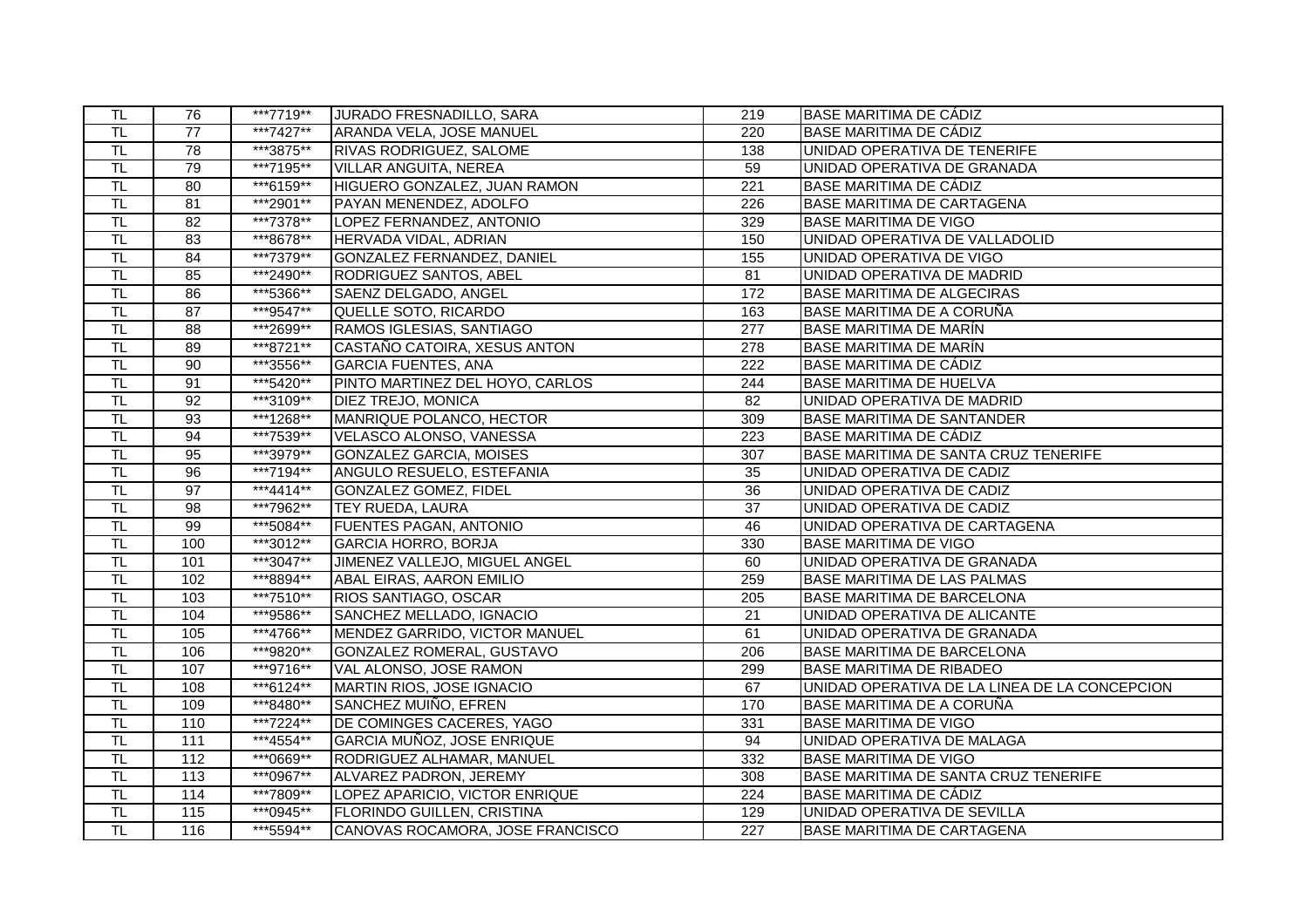| TL | 76 | ***7719** | JURADO FRESNADILLO, SARA | 219 | BASE MARITIMA DE CÁDIZ |
|---|---|---|---|---|---|
| TL | 77 | ***7427** | ARANDA VELA, JOSE MANUEL | 220 | BASE MARITIMA DE CÁDIZ |
| TL | 78 | ***3875** | RIVAS RODRIGUEZ, SALOME | 138 | UNIDAD OPERATIVA DE TENERIFE |
| TL | 79 | ***7195** | VILLAR ANGUITA, NEREA | 59 | UNIDAD OPERATIVA DE GRANADA |
| TL | 80 | ***6159** | HIGUERO GONZALEZ, JUAN RAMON | 221 | BASE MARITIMA DE CÁDIZ |
| TL | 81 | ***2901** | PAYAN MENENDEZ, ADOLFO | 226 | BASE MARITIMA DE CARTAGENA |
| TL | 82 | ***7378** | LOPEZ FERNANDEZ, ANTONIO | 329 | BASE MARITIMA DE VIGO |
| TL | 83 | ***8678** | HERVADA VIDAL, ADRIAN | 150 | UNIDAD OPERATIVA DE VALLADOLID |
| TL | 84 | ***7379** | GONZALEZ FERNANDEZ, DANIEL | 155 | UNIDAD OPERATIVA DE VIGO |
| TL | 85 | ***2490** | RODRIGUEZ SANTOS, ABEL | 81 | UNIDAD OPERATIVA DE MADRID |
| TL | 86 | ***5366** | SAENZ DELGADO, ANGEL | 172 | BASE MARITIMA DE ALGECIRAS |
| TL | 87 | ***9547** | QUELLE SOTO, RICARDO | 163 | BASE MARITIMA DE A CORUÑA |
| TL | 88 | ***2699** | RAMOS IGLESIAS, SANTIAGO | 277 | BASE MARITIMA DE MARÍN |
| TL | 89 | ***8721** | CASTAÑO CATOIRA, XESUS ANTON | 278 | BASE MARITIMA DE MARÍN |
| TL | 90 | ***3556** | GARCIA FUENTES, ANA | 222 | BASE MARITIMA DE CÁDIZ |
| TL | 91 | ***5420** | PINTO MARTINEZ DEL HOYO, CARLOS | 244 | BASE MARITIMA DE HUELVA |
| TL | 92 | ***3109** | DIEZ TREJO, MONICA | 82 | UNIDAD OPERATIVA DE MADRID |
| TL | 93 | ***1268** | MANRIQUE POLANCO, HECTOR | 309 | BASE MARITIMA DE SANTANDER |
| TL | 94 | ***7539** | VELASCO ALONSO, VANESSA | 223 | BASE MARITIMA DE CÁDIZ |
| TL | 95 | ***3979** | GONZALEZ GARCIA, MOISES | 307 | BASE MARITIMA DE SANTA CRUZ TENERIFE |
| TL | 96 | ***7194** | ANGULO RESUELO, ESTEFANIA | 35 | UNIDAD OPERATIVA DE CADIZ |
| TL | 97 | ***4414** | GONZALEZ GOMEZ, FIDEL | 36 | UNIDAD OPERATIVA DE CADIZ |
| TL | 98 | ***7962** | TEY RUEDA, LAURA | 37 | UNIDAD OPERATIVA DE CADIZ |
| TL | 99 | ***5084** | FUENTES PAGAN, ANTONIO | 46 | UNIDAD OPERATIVA DE CARTAGENA |
| TL | 100 | ***3012** | GARCIA HORRO, BORJA | 330 | BASE MARITIMA DE VIGO |
| TL | 101 | ***3047** | JIMENEZ VALLEJO, MIGUEL ANGEL | 60 | UNIDAD OPERATIVA DE GRANADA |
| TL | 102 | ***8894** | ABAL EIRAS, AARON EMILIO | 259 | BASE MARITIMA DE LAS PALMAS |
| TL | 103 | ***7510** | RIOS SANTIAGO, OSCAR | 205 | BASE MARITIMA DE BARCELONA |
| TL | 104 | ***9586** | SANCHEZ MELLADO, IGNACIO | 21 | UNIDAD OPERATIVA DE ALICANTE |
| TL | 105 | ***4766** | MENDEZ GARRIDO, VICTOR MANUEL | 61 | UNIDAD OPERATIVA DE GRANADA |
| TL | 106 | ***9820** | GONZALEZ ROMERAL, GUSTAVO | 206 | BASE MARITIMA DE BARCELONA |
| TL | 107 | ***9716** | VAL ALONSO, JOSE RAMON | 299 | BASE MARITIMA DE RIBADEO |
| TL | 108 | ***6124** | MARTIN RIOS, JOSE IGNACIO | 67 | UNIDAD OPERATIVA DE LA LINEA DE LA CONCEPCION |
| TL | 109 | ***8480** | SANCHEZ MUIÑO, EFREN | 170 | BASE MARITIMA DE A CORUÑA |
| TL | 110 | ***7224** | DE COMINGES CACERES, YAGO | 331 | BASE MARITIMA DE VIGO |
| TL | 111 | ***4554** | GARCIA MUÑOZ, JOSE ENRIQUE | 94 | UNIDAD OPERATIVA DE MALAGA |
| TL | 112 | ***0669** | RODRIGUEZ ALHAMAR, MANUEL | 332 | BASE MARITIMA DE VIGO |
| TL | 113 | ***0967** | ALVAREZ PADRON, JEREMY | 308 | BASE MARITIMA DE SANTA CRUZ TENERIFE |
| TL | 114 | ***7809** | LOPEZ APARICIO, VICTOR ENRIQUE | 224 | BASE MARITIMA DE CÁDIZ |
| TL | 115 | ***0945** | FLORINDO GUILLEN, CRISTINA | 129 | UNIDAD OPERATIVA DE SEVILLA |
| TL | 116 | ***5594** | CANOVAS ROCAMORA, JOSE FRANCISCO | 227 | BASE MARITIMA DE CARTAGENA |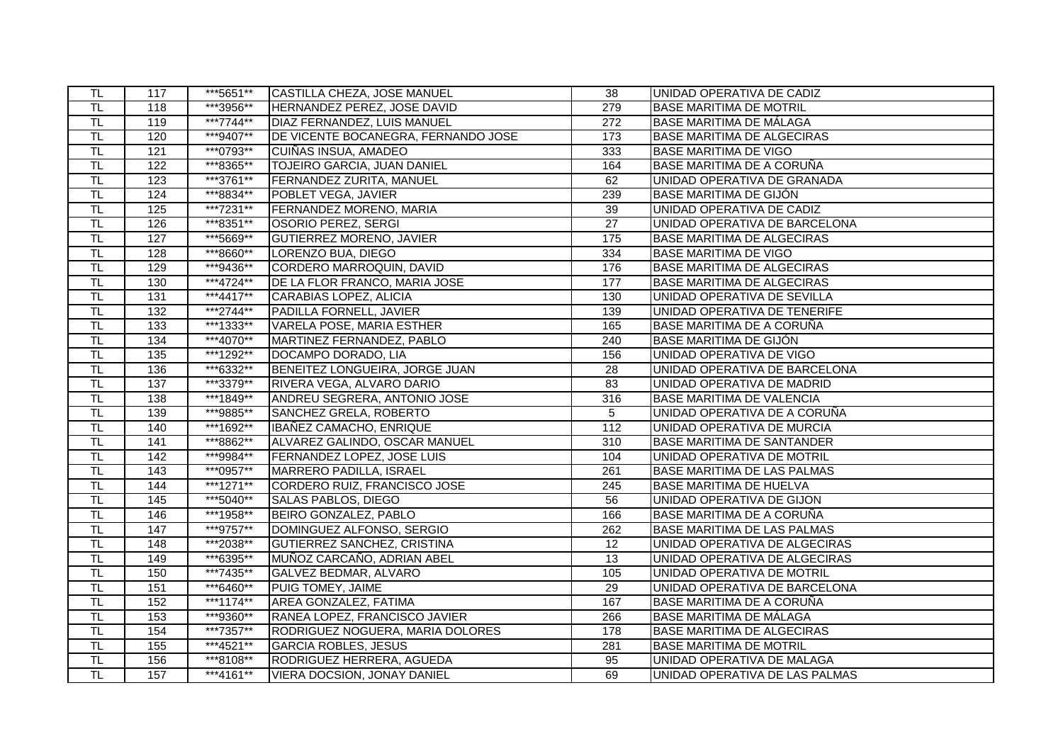| TL | 117 | \*\*\*5651\*\* | CASTILLA CHEZA, JOSE MANUEL | 38 | UNIDAD OPERATIVA DE CADIZ |
|---|---|---|---|---|---|
| TL | 118 | ***3956** | HERNANDEZ PEREZ, JOSE DAVID | 279 | BASE MARITIMA DE MOTRIL |
| TL | 119 | ***7744** | DIAZ FERNANDEZ, LUIS MANUEL | 272 | BASE MARITIMA DE MÁLAGA |
| TL | 120 | ***9407** | DE VICENTE BOCANEGRA, FERNANDO JOSE | 173 | BASE MARITIMA DE ALGECIRAS |
| TL | 121 | ***0793** | CUIÑAS INSUA, AMADEO | 333 | BASE MARITIMA DE VIGO |
| TL | 122 | ***8365** | TOJEIRO GARCIA, JUAN DANIEL | 164 | BASE MARITIMA DE A CORUÑA |
| TL | 123 | ***3761** | FERNANDEZ ZURITA, MANUEL | 62 | UNIDAD OPERATIVA DE GRANADA |
| TL | 124 | ***8834** | POBLET VEGA, JAVIER | 239 | BASE MARITIMA DE GIJÓN |
| TL | 125 | ***7231** | FERNANDEZ MORENO, MARIA | 39 | UNIDAD OPERATIVA DE CADIZ |
| TL | 126 | ***8351** | OSORIO PEREZ, SERGI | 27 | UNIDAD OPERATIVA DE BARCELONA |
| TL | 127 | ***5669** | GUTIERREZ MORENO, JAVIER | 175 | BASE MARITIMA DE ALGECIRAS |
| TL | 128 | ***8660** | LORENZO BUA, DIEGO | 334 | BASE MARITIMA DE VIGO |
| TL | 129 | ***9436** | CORDERO MARROQUIN, DAVID | 176 | BASE MARITIMA DE ALGECIRAS |
| TL | 130 | ***4724** | DE LA FLOR FRANCO, MARIA JOSE | 177 | BASE MARITIMA DE ALGECIRAS |
| TL | 131 | ***4417** | CARABIAS LOPEZ, ALICIA | 130 | UNIDAD OPERATIVA DE SEVILLA |
| TL | 132 | ***2744** | PADILLA FORNELL, JAVIER | 139 | UNIDAD OPERATIVA DE TENERIFE |
| TL | 133 | ***1333** | VARELA POSE, MARIA ESTHER | 165 | BASE MARITIMA DE A CORUÑA |
| TL | 134 | ***4070** | MARTINEZ FERNANDEZ, PABLO | 240 | BASE MARITIMA DE GIJÓN |
| TL | 135 | ***1292** | DOCAMPO DORADO, LIA | 156 | UNIDAD OPERATIVA DE VIGO |
| TL | 136 | ***6332** | BENEITEZ LONGUEIRA, JORGE JUAN | 28 | UNIDAD OPERATIVA DE BARCELONA |
| TL | 137 | ***3379** | RIVERA VEGA, ALVARO DARIO | 83 | UNIDAD OPERATIVA DE MADRID |
| TL | 138 | ***1849** | ANDREU SEGRERA, ANTONIO JOSE | 316 | BASE MARITIMA DE VALENCIA |
| TL | 139 | ***9885** | SANCHEZ GRELA, ROBERTO | 5 | UNIDAD OPERATIVA DE A CORUÑA |
| TL | 140 | ***1692** | IBAÑEZ CAMACHO, ENRIQUE | 112 | UNIDAD OPERATIVA DE MURCIA |
| TL | 141 | ***8862** | ALVAREZ GALINDO, OSCAR MANUEL | 310 | BASE MARITIMA DE SANTANDER |
| TL | 142 | ***9984** | FERNANDEZ LOPEZ, JOSE LUIS | 104 | UNIDAD OPERATIVA DE MOTRIL |
| TL | 143 | ***0957** | MARRERO PADILLA, ISRAEL | 261 | BASE MARITIMA DE LAS PALMAS |
| TL | 144 | ***1271** | CORDERO RUIZ, FRANCISCO JOSE | 245 | BASE MARITIMA DE HUELVA |
| TL | 145 | ***5040** | SALAS PABLOS, DIEGO | 56 | UNIDAD OPERATIVA DE GIJON |
| TL | 146 | ***1958** | BEIRO GONZALEZ, PABLO | 166 | BASE MARITIMA DE A CORUÑA |
| TL | 147 | ***9757** | DOMINGUEZ ALFONSO, SERGIO | 262 | BASE MARITIMA DE LAS PALMAS |
| TL | 148 | ***2038** | GUTIERREZ SANCHEZ, CRISTINA | 12 | UNIDAD OPERATIVA DE ALGECIRAS |
| TL | 149 | ***6395** | MUÑOZ CARCAÑO, ADRIAN ABEL | 13 | UNIDAD OPERATIVA DE ALGECIRAS |
| TL | 150 | ***7435** | GALVEZ BEDMAR, ALVARO | 105 | UNIDAD OPERATIVA DE MOTRIL |
| TL | 151 | ***6460** | PUIG TOMEY, JAIME | 29 | UNIDAD OPERATIVA DE BARCELONA |
| TL | 152 | ***1174** | AREA GONZALEZ, FATIMA | 167 | BASE MARITIMA DE A CORUÑA |
| TL | 153 | ***9360** | RANEA LOPEZ, FRANCISCO JAVIER | 266 | BASE MARITIMA DE MÁLAGA |
| TL | 154 | ***7357** | RODRIGUEZ NOGUERA, MARIA DOLORES | 178 | BASE MARITIMA DE ALGECIRAS |
| TL | 155 | ***4521** | GARCIA ROBLES, JESUS | 281 | BASE MARITIMA DE MOTRIL |
| TL | 156 | ***8108** | RODRIGUEZ HERRERA, AGUEDA | 95 | UNIDAD OPERATIVA DE MALAGA |
| TL | 157 | ***4161** | VIERA DOCSION, JONAY DANIEL | 69 | UNIDAD OPERATIVA DE LAS PALMAS |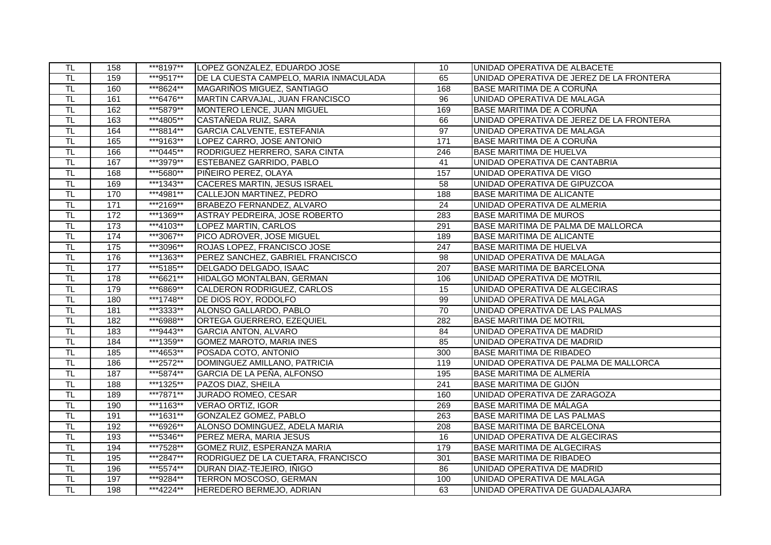| TL | 158 | \*\*\*8197\*\* | LOPEZ GONZALEZ, EDUARDO JOSE | 10 | UNIDAD OPERATIVA DE ALBACETE |
|---|---|---|---|---|---|
| TL | 159 | \*\*\*9517\*\* | DE LA CUESTA CAMPELO, MARIA INMACULADA | 65 | UNIDAD OPERATIVA DE JEREZ DE LA FRONTERA |
| TL | 160 | \*\*\*8624\*\* | MAGARIÑOS MIGUEZ, SANTIAGO | 168 | BASE MARITIMA DE A CORUÑA |
| TL | 161 | \*\*\*6476\*\* | MARTIN CARVAJAL, JUAN FRANCISCO | 96 | UNIDAD OPERATIVA DE MALAGA |
| TL | 162 | \*\*\*5879\*\* | MONTERO LENCE, JUAN MIGUEL | 169 | BASE MARITIMA DE A CORUÑA |
| TL | 163 | \*\*\*4805\*\* | CASTAÑEDA RUIZ, SARA | 66 | UNIDAD OPERATIVA DE JEREZ DE LA FRONTERA |
| TL | 164 | \*\*\*8814\*\* | GARCIA CALVENTE, ESTEFANIA | 97 | UNIDAD OPERATIVA DE MALAGA |
| TL | 165 | \*\*\*9163\*\* | LOPEZ CARRO, JOSE ANTONIO | 171 | BASE MARITIMA DE A CORUÑA |
| TL | 166 | \*\*\*0445\*\* | RODRIGUEZ HERRERO, SARA CINTA | 246 | BASE MARITIMA DE HUELVA |
| TL | 167 | \*\*\*3979\*\* | ESTEBANEZ GARRIDO, PABLO | 41 | UNIDAD OPERATIVA DE CANTABRIA |
| TL | 168 | \*\*\*5680\*\* | PIÑEIRO PEREZ, OLAYA | 157 | UNIDAD OPERATIVA DE VIGO |
| TL | 169 | \*\*\*1343\*\* | CACERES MARTIN, JESUS ISRAEL | 58 | UNIDAD OPERATIVA DE GIPUZCOA |
| TL | 170 | \*\*\*4981\*\* | CALLEJON MARTINEZ, PEDRO | 188 | BASE MARITIMA DE ALICANTE |
| TL | 171 | \*\*\*2169\*\* | BRABEZO FERNANDEZ, ALVARO | 24 | UNIDAD OPERATIVA DE ALMERIA |
| TL | 172 | \*\*\*1369\*\* | ASTRAY PEDREIRA, JOSE ROBERTO | 283 | BASE MARITIMA DE MUROS |
| TL | 173 | \*\*\*4103\*\* | LOPEZ MARTIN, CARLOS | 291 | BASE MARITIMA DE PALMA DE MALLORCA |
| TL | 174 | \*\*\*3067\*\* | PICO ADROVER, JOSE MIGUEL | 189 | BASE MARITIMA DE ALICANTE |
| TL | 175 | \*\*\*3096\*\* | ROJAS LOPEZ, FRANCISCO JOSE | 247 | BASE MARITIMA DE HUELVA |
| TL | 176 | \*\*\*1363\*\* | PEREZ SANCHEZ, GABRIEL FRANCISCO | 98 | UNIDAD OPERATIVA DE MALAGA |
| TL | 177 | \*\*\*5185\*\* | DELGADO DELGADO, ISAAC | 207 | BASE MARITIMA DE BARCELONA |
| TL | 178 | \*\*\*6621\*\* | HIDALGO MONTALBAN, GERMAN | 106 | UNIDAD OPERATIVA DE MOTRIL |
| TL | 179 | \*\*\*6869\*\* | CALDERON RODRIGUEZ, CARLOS | 15 | UNIDAD OPERATIVA DE ALGECIRAS |
| TL | 180 | \*\*\*1748\*\* | DE DIOS ROY, RODOLFO | 99 | UNIDAD OPERATIVA DE MALAGA |
| TL | 181 | \*\*\*3333\*\* | ALONSO GALLARDO, PABLO | 70 | UNIDAD OPERATIVA DE LAS PALMAS |
| TL | 182 | \*\*\*6988\*\* | ORTEGA GUERRERO, EZEQUIEL | 282 | BASE MARITIMA DE MOTRIL |
| TL | 183 | \*\*\*9443\*\* | GARCIA ANTON, ALVARO | 84 | UNIDAD OPERATIVA DE MADRID |
| TL | 184 | \*\*\*1359\*\* | GOMEZ MAROTO, MARIA INES | 85 | UNIDAD OPERATIVA DE MADRID |
| TL | 185 | \*\*\*4653\*\* | POSADA COTO, ANTONIO | 300 | BASE MARITIMA DE RIBADEO |
| TL | 186 | \*\*\*2572\*\* | DOMINGUEZ AMILLANO, PATRICIA | 119 | UNIDAD OPERATIVA DE PALMA DE MALLORCA |
| TL | 187 | \*\*\*5874\*\* | GARCIA DE LA PEÑA, ALFONSO | 195 | BASE MARITIMA DE ALMERÍA |
| TL | 188 | \*\*\*1325\*\* | PAZOS DIAZ, SHEILA | 241 | BASE MARITIMA DE GIJÓN |
| TL | 189 | \*\*\*7871\*\* | JURADO ROMEO, CESAR | 160 | UNIDAD OPERATIVA DE ZARAGOZA |
| TL | 190 | \*\*\*1163\*\* | VERAO ORTIZ, IGOR | 269 | BASE MARITIMA DE MÁLAGA |
| TL | 191 | \*\*\*1631\*\* | GONZALEZ GOMEZ, PABLO | 263 | BASE MARITIMA DE LAS PALMAS |
| TL | 192 | \*\*\*6926\*\* | ALONSO DOMINGUEZ, ADELA MARIA | 208 | BASE MARITIMA DE BARCELONA |
| TL | 193 | \*\*\*5346\*\* | PEREZ MERA, MARIA JESUS | 16 | UNIDAD OPERATIVA DE ALGECIRAS |
| TL | 194 | \*\*\*7528\*\* | GOMEZ RUIZ, ESPERANZA MARIA | 179 | BASE MARITIMA DE ALGECIRAS |
| TL | 195 | \*\*\*2847\*\* | RODRIGUEZ DE LA CUETARA, FRANCISCO | 301 | BASE MARITIMA DE RIBADEO |
| TL | 196 | \*\*\*5574\*\* | DURAN DIAZ-TEJEIRO, IÑIGO | 86 | UNIDAD OPERATIVA DE MADRID |
| TL | 197 | \*\*\*9284\*\* | TERRON MOSCOSO, GERMAN | 100 | UNIDAD OPERATIVA DE MALAGA |
| TL | 198 | \*\*\*4224\*\* | HEREDERO BERMEJO, ADRIAN | 63 | UNIDAD OPERATIVA DE GUADALAJARA |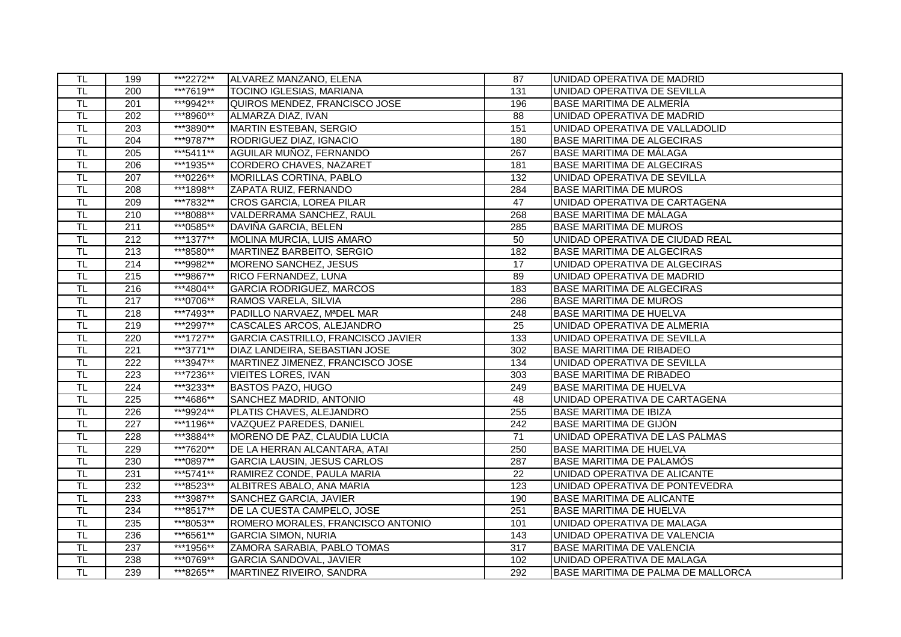| TL | 199 | ***2272** | ALVAREZ MANZANO, ELENA | 87 | UNIDAD OPERATIVA DE MADRID |
|---|---|---|---|---|---|
| TL | 200 | ***7619** | TOCINO IGLESIAS, MARIANA | 131 | UNIDAD OPERATIVA DE SEVILLA |
| TL | 201 | ***9942** | QUIROS MENDEZ, FRANCISCO JOSE | 196 | BASE MARITIMA DE ALMERÍA |
| TL | 202 | ***8960** | ALMARZA DIAZ, IVAN | 88 | UNIDAD OPERATIVA DE MADRID |
| TL | 203 | ***3890** | MARTIN ESTEBAN, SERGIO | 151 | UNIDAD OPERATIVA DE VALLADOLID |
| TL | 204 | ***9787** | RODRIGUEZ DIAZ, IGNACIO | 180 | BASE MARITIMA DE ALGECIRAS |
| TL | 205 | ***5411** | AGUILAR MUÑOZ, FERNANDO | 267 | BASE MARITIMA DE MÁLAGA |
| TL | 206 | ***1935** | CORDERO CHAVES, NAZARET | 181 | BASE MARITIMA DE ALGECIRAS |
| TL | 207 | ***0226** | MORILLAS CORTINA, PABLO | 132 | UNIDAD OPERATIVA DE SEVILLA |
| TL | 208 | ***1898** | ZAPATA RUIZ, FERNANDO | 284 | BASE MARITIMA DE MUROS |
| TL | 209 | ***7832** | CROS GARCIA, LOREA PILAR | 47 | UNIDAD OPERATIVA DE CARTAGENA |
| TL | 210 | ***8088** | VALDERRAMA SANCHEZ, RAUL | 268 | BASE MARITIMA DE MÁLAGA |
| TL | 211 | ***0585** | DAVIÑA GARCIA, BELEN | 285 | BASE MARITIMA DE MUROS |
| TL | 212 | ***1377** | MOLINA MURCIA, LUIS AMARO | 50 | UNIDAD OPERATIVA DE CIUDAD REAL |
| TL | 213 | ***8580** | MARTINEZ BARBEITO, SERGIO | 182 | BASE MARITIMA DE ALGECIRAS |
| TL | 214 | ***9982** | MORENO SANCHEZ, JESUS | 17 | UNIDAD OPERATIVA DE ALGECIRAS |
| TL | 215 | ***9867** | RICO FERNANDEZ, LUNA | 89 | UNIDAD OPERATIVA DE MADRID |
| TL | 216 | ***4804** | GARCIA RODRIGUEZ, MARCOS | 183 | BASE MARITIMA DE ALGECIRAS |
| TL | 217 | ***0706** | RAMOS VARELA, SILVIA | 286 | BASE MARITIMA DE MUROS |
| TL | 218 | ***7493** | PADILLO NARVAEZ, MªDEL MAR | 248 | BASE MARITIMA DE HUELVA |
| TL | 219 | ***2997** | CASCALES ARCOS, ALEJANDRO | 25 | UNIDAD OPERATIVA DE ALMERIA |
| TL | 220 | ***1727** | GARCIA CASTRILLO, FRANCISCO JAVIER | 133 | UNIDAD OPERATIVA DE SEVILLA |
| TL | 221 | ***3771** | DIAZ LANDEIRA, SEBASTIAN JOSE | 302 | BASE MARITIMA DE RIBADEO |
| TL | 222 | ***3947** | MARTINEZ JIMENEZ, FRANCISCO JOSE | 134 | UNIDAD OPERATIVA DE SEVILLA |
| TL | 223 | ***7236** | VIEITES LORES, IVAN | 303 | BASE MARITIMA DE RIBADEO |
| TL | 224 | ***3233** | BASTOS PAZO, HUGO | 249 | BASE MARITIMA DE HUELVA |
| TL | 225 | ***4686** | SANCHEZ MADRID, ANTONIO | 48 | UNIDAD OPERATIVA DE CARTAGENA |
| TL | 226 | ***9924** | PLATIS CHAVES, ALEJANDRO | 255 | BASE MARITIMA DE IBIZA |
| TL | 227 | ***1196** | VAZQUEZ PAREDES, DANIEL | 242 | BASE MARITIMA DE GIJÓN |
| TL | 228 | ***3884** | MORENO DE PAZ, CLAUDIA LUCIA | 71 | UNIDAD OPERATIVA DE LAS PALMAS |
| TL | 229 | ***7620** | DE LA HERRAN ALCANTARA, ATAI | 250 | BASE MARITIMA DE HUELVA |
| TL | 230 | ***0897** | GARCIA LAUSIN, JESUS CARLOS | 287 | BASE MARITIMA DE PALAMÓS |
| TL | 231 | ***5741** | RAMIREZ CONDE, PAULA MARIA | 22 | UNIDAD OPERATIVA DE ALICANTE |
| TL | 232 | ***8523** | ALBITRES ABALO, ANA MARIA | 123 | UNIDAD OPERATIVA DE PONTEVEDRA |
| TL | 233 | ***3987** | SANCHEZ GARCIA, JAVIER | 190 | BASE MARITIMA DE ALICANTE |
| TL | 234 | ***8517** | DE LA CUESTA CAMPELO, JOSE | 251 | BASE MARITIMA DE HUELVA |
| TL | 235 | ***8053** | ROMERO MORALES, FRANCISCO ANTONIO | 101 | UNIDAD OPERATIVA DE MALAGA |
| TL | 236 | ***6561** | GARCIA SIMON, NURIA | 143 | UNIDAD OPERATIVA DE VALENCIA |
| TL | 237 | ***1956** | ZAMORA SARABIA, PABLO TOMAS | 317 | BASE MARITIMA DE VALENCIA |
| TL | 238 | ***0769** | GARCIA SANDOVAL, JAVIER | 102 | UNIDAD OPERATIVA DE MALAGA |
| TL | 239 | ***8265** | MARTINEZ RIVEIRO, SANDRA | 292 | BASE MARITIMA DE PALMA DE MALLORCA |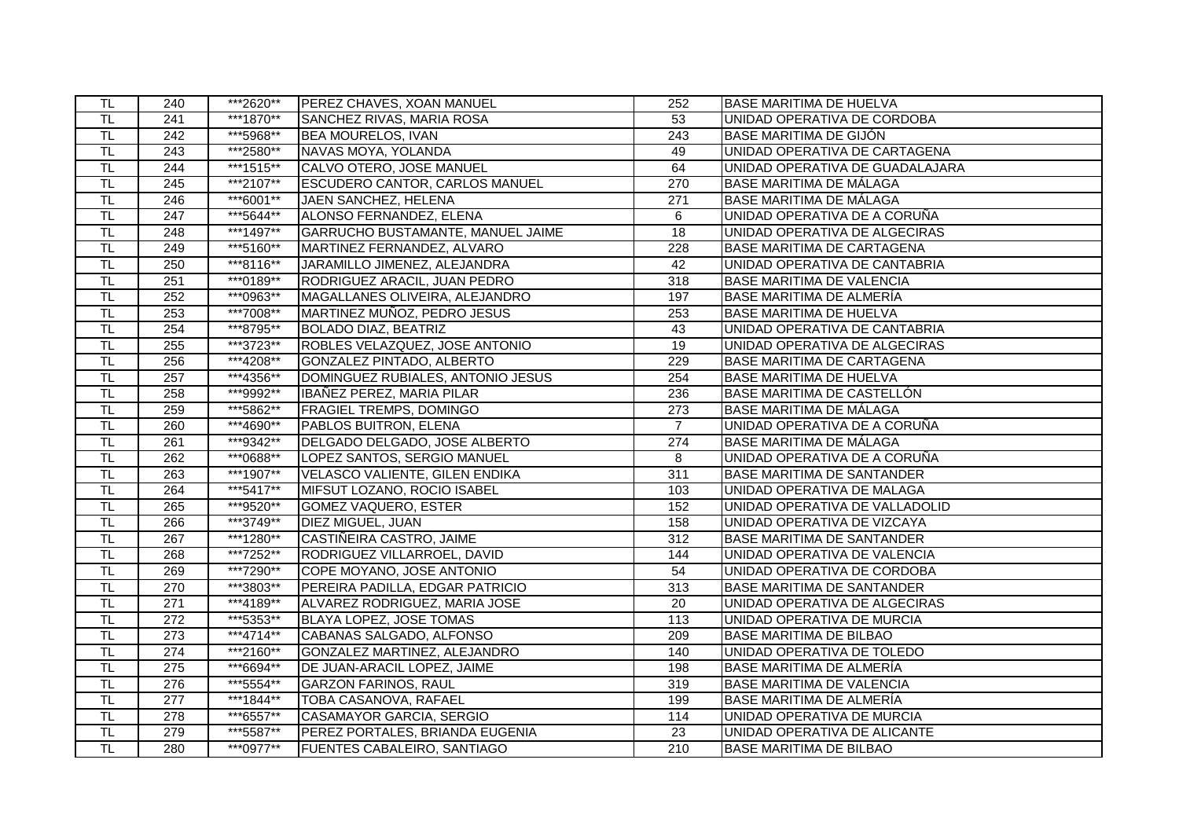| TL | 240 | ***2620** | PEREZ CHAVES, XOAN MANUEL | 252 | BASE MARITIMA DE HUELVA |
|---|---|---|---|---|---|
| TL | 241 | ***1870** | SANCHEZ RIVAS, MARIA ROSA | 53 | UNIDAD OPERATIVA DE CORDOBA |
| TL | 242 | ***5968** | BEA MOURELOS, IVAN | 243 | BASE MARITIMA DE GIJÓN |
| TL | 243 | ***2580** | NAVAS MOYA, YOLANDA | 49 | UNIDAD OPERATIVA DE CARTAGENA |
| TL | 244 | ***1515** | CALVO OTERO, JOSE MANUEL | 64 | UNIDAD OPERATIVA DE GUADALAJARA |
| TL | 245 | ***2107** | ESCUDERO CANTOR, CARLOS MANUEL | 270 | BASE MARITIMA DE MÁLAGA |
| TL | 246 | ***6001** | JAEN SANCHEZ, HELENA | 271 | BASE MARITIMA DE MÁLAGA |
| TL | 247 | ***5644** | ALONSO FERNANDEZ, ELENA | 6 | UNIDAD OPERATIVA DE A CORUÑA |
| TL | 248 | ***1497** | GARRUCHO BUSTAMANTE, MANUEL JAIME | 18 | UNIDAD OPERATIVA DE ALGECIRAS |
| TL | 249 | ***5160** | MARTINEZ FERNANDEZ, ALVARO | 228 | BASE MARITIMA DE CARTAGENA |
| TL | 250 | ***8116** | JARAMILLO JIMENEZ, ALEJANDRA | 42 | UNIDAD OPERATIVA DE CANTABRIA |
| TL | 251 | ***0189** | RODRIGUEZ ARACIL, JUAN PEDRO | 318 | BASE MARITIMA DE VALENCIA |
| TL | 252 | ***0963** | MAGALLANES OLIVEIRA, ALEJANDRO | 197 | BASE MARITIMA DE ALMERÍA |
| TL | 253 | ***7008** | MARTINEZ MUÑOZ, PEDRO JESUS | 253 | BASE MARITIMA DE HUELVA |
| TL | 254 | ***8795** | BOLADO DIAZ, BEATRIZ | 43 | UNIDAD OPERATIVA DE CANTABRIA |
| TL | 255 | ***3723** | ROBLES VELAZQUEZ, JOSE ANTONIO | 19 | UNIDAD OPERATIVA DE ALGECIRAS |
| TL | 256 | ***4208** | GONZALEZ PINTADO, ALBERTO | 229 | BASE MARITIMA DE CARTAGENA |
| TL | 257 | ***4356** | DOMINGUEZ RUBIALES, ANTONIO JESUS | 254 | BASE MARITIMA DE HUELVA |
| TL | 258 | ***9992** | IBAÑEZ PEREZ, MARIA PILAR | 236 | BASE MARITIMA DE CASTELLÓN |
| TL | 259 | ***5862** | FRAGIEL TREMPS, DOMINGO | 273 | BASE MARITIMA DE MÁLAGA |
| TL | 260 | ***4690** | PABLOS BUITRON, ELENA | 7 | UNIDAD OPERATIVA DE A CORUÑA |
| TL | 261 | ***9342** | DELGADO DELGADO, JOSE ALBERTO | 274 | BASE MARITIMA DE MÁLAGA |
| TL | 262 | ***0688** | LOPEZ SANTOS, SERGIO MANUEL | 8 | UNIDAD OPERATIVA DE A CORUÑA |
| TL | 263 | ***1907** | VELASCO VALIENTE, GILEN ENDIKA | 311 | BASE MARITIMA DE SANTANDER |
| TL | 264 | ***5417** | MIFSUT LOZANO, ROCIO ISABEL | 103 | UNIDAD OPERATIVA DE MALAGA |
| TL | 265 | ***9520** | GOMEZ VAQUERO, ESTER | 152 | UNIDAD OPERATIVA DE VALLADOLID |
| TL | 266 | ***3749** | DIEZ MIGUEL, JUAN | 158 | UNIDAD OPERATIVA DE VIZCAYA |
| TL | 267 | ***1280** | CASTIÑEIRA CASTRO, JAIME | 312 | BASE MARITIMA DE SANTANDER |
| TL | 268 | ***7252** | RODRIGUEZ VILLARROEL, DAVID | 144 | UNIDAD OPERATIVA DE VALENCIA |
| TL | 269 | ***7290** | COPE MOYANO, JOSE ANTONIO | 54 | UNIDAD OPERATIVA DE CORDOBA |
| TL | 270 | ***3803** | PEREIRA PADILLA, EDGAR PATRICIO | 313 | BASE MARITIMA DE SANTANDER |
| TL | 271 | ***4189** | ALVAREZ RODRIGUEZ, MARIA JOSE | 20 | UNIDAD OPERATIVA DE ALGECIRAS |
| TL | 272 | ***5353** | BLAYA LOPEZ, JOSE TOMAS | 113 | UNIDAD OPERATIVA DE MURCIA |
| TL | 273 | ***4714** | CABANAS SALGADO, ALFONSO | 209 | BASE MARITIMA DE BILBAO |
| TL | 274 | ***2160** | GONZALEZ MARTINEZ, ALEJANDRO | 140 | UNIDAD OPERATIVA DE TOLEDO |
| TL | 275 | ***6694** | DE JUAN-ARACIL LOPEZ, JAIME | 198 | BASE MARITIMA DE ALMERÍA |
| TL | 276 | ***5554** | GARZON FARINOS, RAUL | 319 | BASE MARITIMA DE VALENCIA |
| TL | 277 | ***1844** | TOBA CASANOVA, RAFAEL | 199 | BASE MARITIMA DE ALMERÍA |
| TL | 278 | ***6557** | CASAMAYOR GARCIA, SERGIO | 114 | UNIDAD OPERATIVA DE MURCIA |
| TL | 279 | ***5587** | PEREZ PORTALES, BRIANDA EUGENIA | 23 | UNIDAD OPERATIVA DE ALICANTE |
| TL | 280 | ***0977** | FUENTES CABALEIRO, SANTIAGO | 210 | BASE MARITIMA DE BILBAO |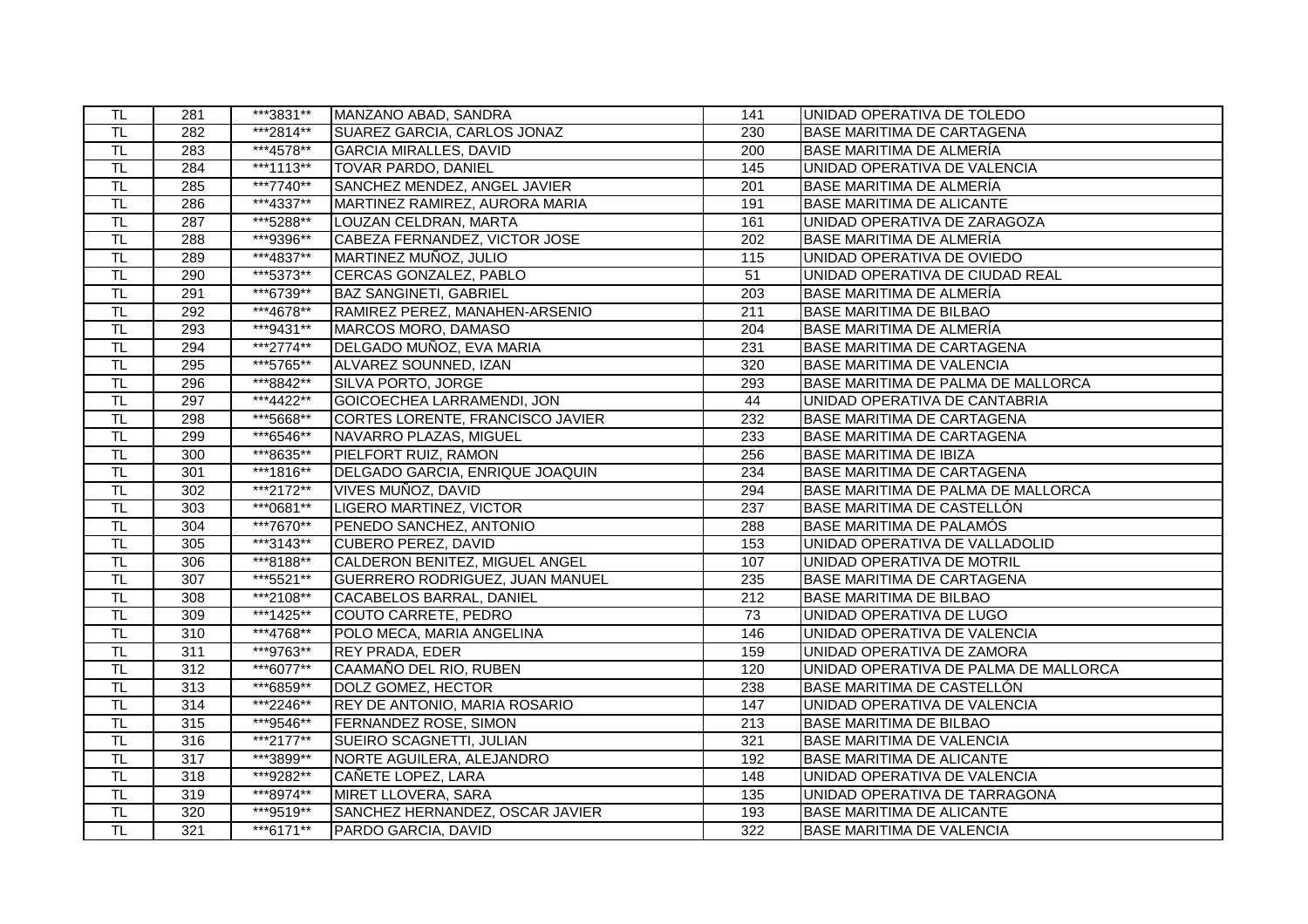| | | | | | |
|---|---|---|---|---|---|
| TL | 281 | ***3831** | MANZANO ABAD, SANDRA | 141 | UNIDAD OPERATIVA DE TOLEDO |
| TL | 282 | ***2814** | SUAREZ GARCIA, CARLOS JONAZ | 230 | BASE MARITIMA DE CARTAGENA |
| TL | 283 | ***4578** | GARCIA MIRALLES, DAVID | 200 | BASE MARITIMA DE ALMERÍA |
| TL | 284 | ***1113** | TOVAR PARDO, DANIEL | 145 | UNIDAD OPERATIVA DE VALENCIA |
| TL | 285 | ***7740** | SANCHEZ MENDEZ, ANGEL JAVIER | 201 | BASE MARITIMA DE ALMERÍA |
| TL | 286 | ***4337** | MARTINEZ RAMIREZ, AURORA MARIA | 191 | BASE MARITIMA DE ALICANTE |
| TL | 287 | ***5288** | LOUZAN CELDRAN, MARTA | 161 | UNIDAD OPERATIVA DE ZARAGOZA |
| TL | 288 | ***9396** | CABEZA FERNANDEZ, VICTOR JOSE | 202 | BASE MARITIMA DE ALMERÍA |
| TL | 289 | ***4837** | MARTINEZ MUÑOZ, JULIO | 115 | UNIDAD OPERATIVA DE OVIEDO |
| TL | 290 | ***5373** | CERCAS GONZALEZ, PABLO | 51 | UNIDAD OPERATIVA DE CIUDAD REAL |
| TL | 291 | ***6739** | BAZ SANGINETI, GABRIEL | 203 | BASE MARITIMA DE ALMERÍA |
| TL | 292 | ***4678** | RAMIREZ PEREZ, MANAHEN-ARSENIO | 211 | BASE MARITIMA DE BILBAO |
| TL | 293 | ***9431** | MARCOS MORO, DAMASO | 204 | BASE MARITIMA DE ALMERÍA |
| TL | 294 | ***2774** | DELGADO MUÑOZ, EVA MARIA | 231 | BASE MARITIMA DE CARTAGENA |
| TL | 295 | ***5765** | ALVAREZ SOUNNED, IZAN | 320 | BASE MARITIMA DE VALENCIA |
| TL | 296 | ***8842** | SILVA PORTO, JORGE | 293 | BASE MARITIMA DE PALMA DE MALLORCA |
| TL | 297 | ***4422** | GOICOECHEA LARRAMENDI, JON | 44 | UNIDAD OPERATIVA DE CANTABRIA |
| TL | 298 | ***5668** | CORTES LORENTE, FRANCISCO JAVIER | 232 | BASE MARITIMA DE CARTAGENA |
| TL | 299 | ***6546** | NAVARRO PLAZAS, MIGUEL | 233 | BASE MARITIMA DE CARTAGENA |
| TL | 300 | ***8635** | PIELFORT RUIZ, RAMON | 256 | BASE MARITIMA DE IBIZA |
| TL | 301 | ***1816** | DELGADO GARCIA, ENRIQUE JOAQUIN | 234 | BASE MARITIMA DE CARTAGENA |
| TL | 302 | ***2172** | VIVES MUÑOZ, DAVID | 294 | BASE MARITIMA DE PALMA DE MALLORCA |
| TL | 303 | ***0681** | LIGERO MARTINEZ, VICTOR | 237 | BASE MARITIMA DE CASTELLÓN |
| TL | 304 | ***7670** | PENEDO SANCHEZ, ANTONIO | 288 | BASE MARITIMA DE PALAMÓS |
| TL | 305 | ***3143** | CUBERO PEREZ, DAVID | 153 | UNIDAD OPERATIVA DE VALLADOLID |
| TL | 306 | ***8188** | CALDERON BENITEZ, MIGUEL ANGEL | 107 | UNIDAD OPERATIVA DE MOTRIL |
| TL | 307 | ***5521** | GUERRERO RODRIGUEZ, JUAN MANUEL | 235 | BASE MARITIMA DE CARTAGENA |
| TL | 308 | ***2108** | CACABELOS BARRAL, DANIEL | 212 | BASE MARITIMA DE BILBAO |
| TL | 309 | ***1425** | COUTO CARRETE, PEDRO | 73 | UNIDAD OPERATIVA DE LUGO |
| TL | 310 | ***4768** | POLO MECA, MARIA ANGELINA | 146 | UNIDAD OPERATIVA DE VALENCIA |
| TL | 311 | ***9763** | REY PRADA, EDER | 159 | UNIDAD OPERATIVA DE ZAMORA |
| TL | 312 | ***6077** | CAAMAÑO DEL RIO, RUBEN | 120 | UNIDAD OPERATIVA DE PALMA DE MALLORCA |
| TL | 313 | ***6859** | DOLZ GOMEZ, HECTOR | 238 | BASE MARITIMA DE CASTELLÓN |
| TL | 314 | ***2246** | REY DE ANTONIO, MARIA ROSARIO | 147 | UNIDAD OPERATIVA DE VALENCIA |
| TL | 315 | ***9546** | FERNANDEZ ROSE, SIMON | 213 | BASE MARITIMA DE BILBAO |
| TL | 316 | ***2177** | SUEIRO SCAGNETTI, JULIAN | 321 | BASE MARITIMA DE VALENCIA |
| TL | 317 | ***3899** | NORTE AGUILERA, ALEJANDRO | 192 | BASE MARITIMA DE ALICANTE |
| TL | 318 | ***9282** | CAÑETE LOPEZ, LARA | 148 | UNIDAD OPERATIVA DE VALENCIA |
| TL | 319 | ***8974** | MIRET LLOVERA, SARA | 135 | UNIDAD OPERATIVA DE TARRAGONA |
| TL | 320 | ***9519** | SANCHEZ HERNANDEZ, OSCAR JAVIER | 193 | BASE MARITIMA DE ALICANTE |
| TL | 321 | ***6171** | PARDO GARCIA, DAVID | 322 | BASE MARITIMA DE VALENCIA |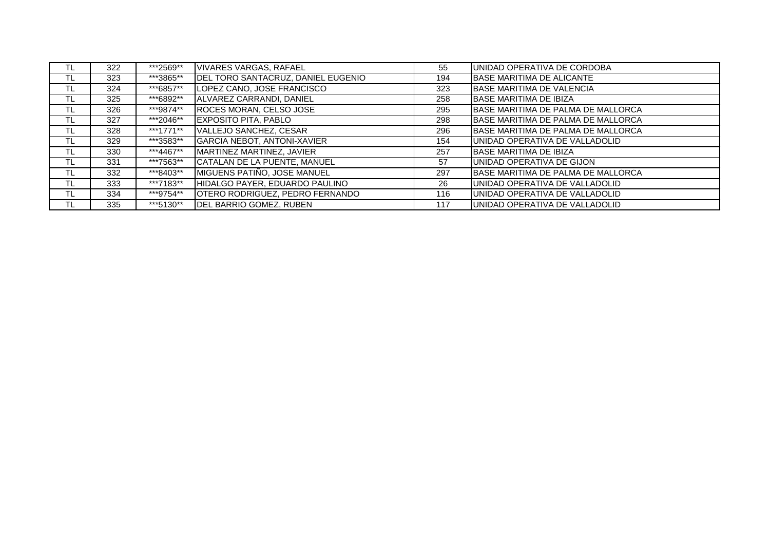| | | | | | |
|---|---|---|---|---|---|
| TL | 322 | ***2569** | VIVARES VARGAS, RAFAEL | 55 | UNIDAD OPERATIVA DE CORDOBA |
| TL | 323 | ***3865** | DEL TORO SANTACRUZ, DANIEL EUGENIO | 194 | BASE MARITIMA DE ALICANTE |
| TL | 324 | ***6857** | LOPEZ CANO, JOSE FRANCISCO | 323 | BASE MARITIMA DE VALENCIA |
| TL | 325 | ***6892** | ALVAREZ CARRANDI, DANIEL | 258 | BASE MARITIMA DE IBIZA |
| TL | 326 | ***9874** | ROCES MORAN, CELSO JOSE | 295 | BASE MARITIMA DE PALMA DE MALLORCA |
| TL | 327 | ***2046** | EXPOSITO PITA, PABLO | 298 | BASE MARITIMA DE PALMA DE MALLORCA |
| TL | 328 | ***1771** | VALLEJO SANCHEZ, CESAR | 296 | BASE MARITIMA DE PALMA DE MALLORCA |
| TL | 329 | ***3583** | GARCIA NEBOT, ANTONI-XAVIER | 154 | UNIDAD OPERATIVA DE VALLADOLID |
| TL | 330 | ***4467** | MARTINEZ MARTINEZ, JAVIER | 257 | BASE MARITIMA DE IBIZA |
| TL | 331 | ***7563** | CATALAN DE LA PUENTE, MANUEL | 57 | UNIDAD OPERATIVA DE GIJON |
| TL | 332 | ***8403** | MIGUENS PATIÑO, JOSE MANUEL | 297 | BASE MARITIMA DE PALMA DE MALLORCA |
| TL | 333 | ***7183** | HIDALGO PAYER, EDUARDO PAULINO | 26 | UNIDAD OPERATIVA DE VALLADOLID |
| TL | 334 | ***9754** | OTERO RODRIGUEZ, PEDRO FERNANDO | 116 | UNIDAD OPERATIVA DE VALLADOLID |
| TL | 335 | ***5130** | DEL BARRIO GOMEZ, RUBEN | 117 | UNIDAD OPERATIVA DE VALLADOLID |